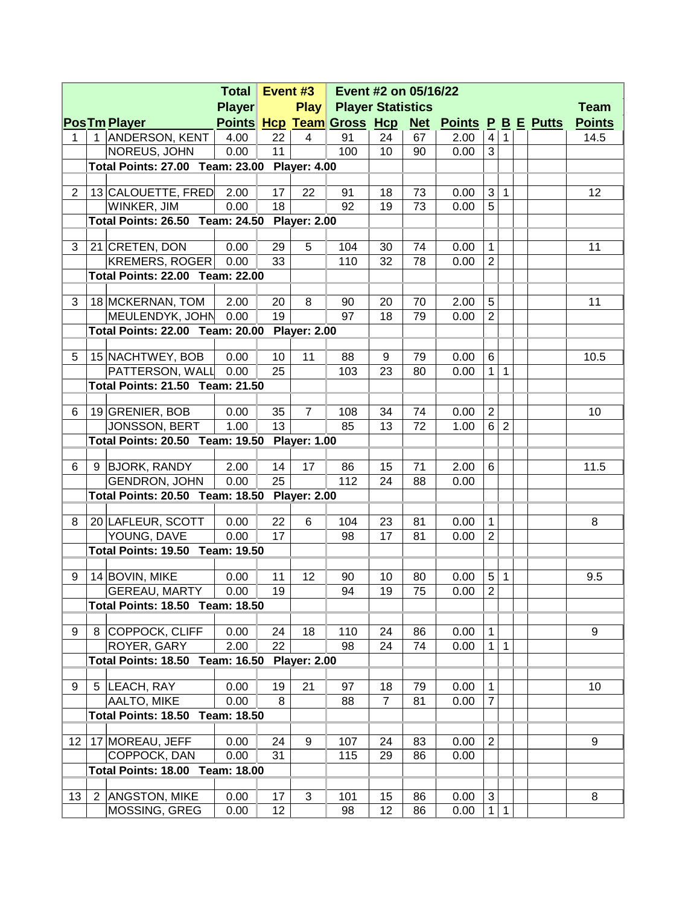| Pos | Tm | Player | Total Player Points | Event #3 Hcp | Play Team | Event #2 on 05/16/22 Player Statistics Gross | Hcp | Net | Points | P | B | E | Putts | Team Points |
|---|---|---|---|---|---|---|---|---|---|---|---|---|---|---|
| 1 | 1 | ANDERSON, KENT | 4.00 | 22 | 4 | 91 | 24 | 67 | 2.00 | 4 | 1 | | | 14.5 |
| | | NOREUS, JOHN | 0.00 | 11 | | 100 | 10 | 90 | 0.00 | 3 | | | | |
| | **Total Points: 27.00 Team: 23.00 Player: 4.00** | | | | | | | | | | | | | |
| 2 | 13 | CALOUETTE, FRED | 2.00 | 17 | 22 | 91 | 18 | 73 | 0.00 | 3 | 1 | | | 12 |
| | | WINKER, JIM | 0.00 | 18 | | 92 | 19 | 73 | 0.00 | 5 | | | | |
| | **Total Points: 26.50 Team: 24.50 Player: 2.00** | | | | | | | | | | | | | |
| 3 | 21 | CRETEN, DON | 0.00 | 29 | 5 | 104 | 30 | 74 | 0.00 | 1 | | | | 11 |
| | | KREMERS, ROGER | 0.00 | 33 | | 110 | 32 | 78 | 0.00 | 2 | | | | |
| | **Total Points: 22.00 Team: 22.00** | | | | | | | | | | | | | |
| 3 | 18 | MCKERNAN, TOM | 2.00 | 20 | 8 | 90 | 20 | 70 | 2.00 | 5 | | | | 11 |
| | | MEULENDYK, JOHN | 0.00 | 19 | | 97 | 18 | 79 | 0.00 | 2 | | | | |
| | **Total Points: 22.00 Team: 20.00 Player: 2.00** | | | | | | | | | | | | | |
| 5 | 15 | NACHTWEY, BOB | 0.00 | 10 | 11 | 88 | 9 | 79 | 0.00 | 6 | | | | 10.5 |
| | | PATTERSON, WALL | 0.00 | 25 | | 103 | 23 | 80 | 0.00 | 1 | 1 | | | |
| | **Total Points: 21.50 Team: 21.50** | | | | | | | | | | | | | |
| 6 | 19 | GRENIER, BOB | 0.00 | 35 | 7 | 108 | 34 | 74 | 0.00 | 2 | | | | 10 |
| | | JONSSON, BERT | 1.00 | 13 | | 85 | 13 | 72 | 1.00 | 6 | 2 | | | |
| | **Total Points: 20.50 Team: 19.50 Player: 1.00** | | | | | | | | | | | | | |
| 6 | 9 | BJORK, RANDY | 2.00 | 14 | 17 | 86 | 15 | 71 | 2.00 | 6 | | | | 11.5 |
| | | GENDRON, JOHN | 0.00 | 25 | | 112 | 24 | 88 | 0.00 | | | | | |
| | **Total Points: 20.50 Team: 18.50 Player: 2.00** | | | | | | | | | | | | | |
| 8 | 20 | LAFLEUR, SCOTT | 0.00 | 22 | 6 | 104 | 23 | 81 | 0.00 | 1 | | | | 8 |
| | | YOUNG, DAVE | 0.00 | 17 | | 98 | 17 | 81 | 0.00 | 2 | | | | |
| | **Total Points: 19.50 Team: 19.50** | | | | | | | | | | | | | |
| 9 | 14 | BOVIN, MIKE | 0.00 | 11 | 12 | 90 | 10 | 80 | 0.00 | 5 | 1 | | | 9.5 |
| | | GEREAU, MARTY | 0.00 | 19 | | 94 | 19 | 75 | 0.00 | 2 | | | | |
| | **Total Points: 18.50 Team: 18.50** | | | | | | | | | | | | | |
| 9 | 8 | COPPOCK, CLIFF | 0.00 | 24 | 18 | 110 | 24 | 86 | 0.00 | 1 | | | | 9 |
| | | ROYER, GARY | 2.00 | 22 | | 98 | 24 | 74 | 0.00 | 1 | 1 | | | |
| | **Total Points: 18.50 Team: 16.50 Player: 2.00** | | | | | | | | | | | | | |
| 9 | 5 | LEACH, RAY | 0.00 | 19 | 21 | 97 | 18 | 79 | 0.00 | 1 | | | | 10 |
| | | AALTO, MIKE | 0.00 | 8 | | 88 | 7 | 81 | 0.00 | 7 | | | | |
| | **Total Points: 18.50 Team: 18.50** | | | | | | | | | | | | | |
| 12 | 17 | MOREAU, JEFF | 0.00 | 24 | 9 | 107 | 24 | 83 | 0.00 | 2 | | | | 9 |
| | | COPPOCK, DAN | 0.00 | 31 | | 115 | 29 | 86 | 0.00 | | | | | |
| | **Total Points: 18.00 Team: 18.00** | | | | | | | | | | | | | |
| 13 | 2 | ANGSTON, MIKE | 0.00 | 17 | 3 | 101 | 15 | 86 | 0.00 | 3 | | | | 8 |
| | | MOSSING, GREG | 0.00 | 12 | | 98 | 12 | 86 | 0.00 | 1 | 1 | | | |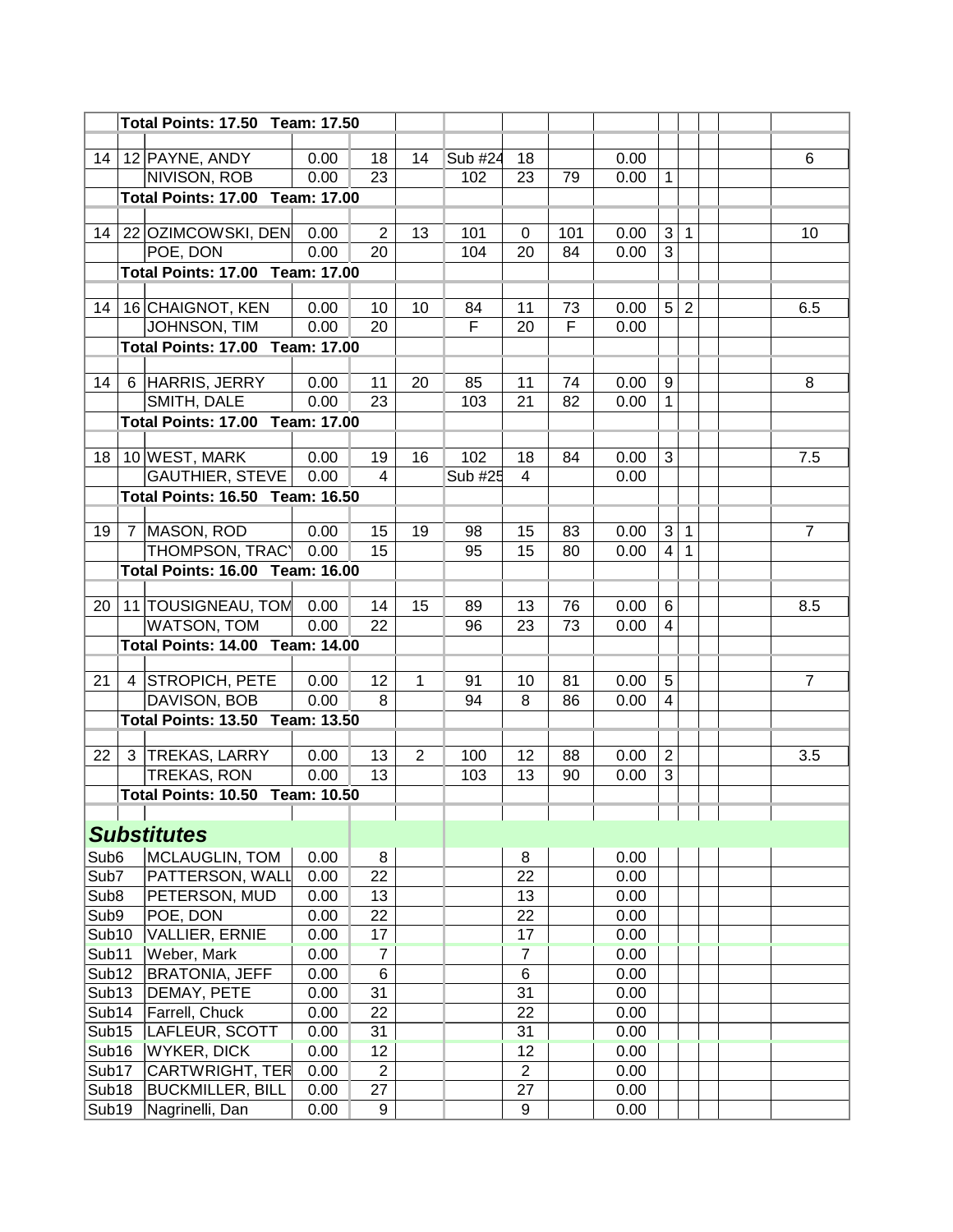| | | | | | | | | | | | | | | |
|---|---|---|---|---|---|---|---|---|---|---|---|---|---|---|
| | | **Total Points: 17.50 Team: 17.50** | | | | | | | | | | | | |
| | | | | | | | | | | | | | | |
| 14 | 12 | PAYNE, ANDY | 0.00 | 18 | 14 | Sub #24 | 18 | | 0.00 | | | | | 6 |
| | | NIVISON, ROB | 0.00 | 23 | | 102 | 23 | 79 | 0.00 | 1 | | | | |
| | | **Total Points: 17.00 Team: 17.00** | | | | | | | | | | | | |
| | | | | | | | | | | | | | | |
| 14 | 22 | OZIMCOWSKI, DEN | 0.00 | 2 | 13 | 101 | 0 | 101 | 0.00 | 3 | 1 | | | 10 |
| | | POE, DON | 0.00 | 20 | | 104 | 20 | 84 | 0.00 | 3 | | | | |
| | | **Total Points: 17.00 Team: 17.00** | | | | | | | | | | | | |
| | | | | | | | | | | | | | | |
| 14 | 16 | CHAIGNOT, KEN | 0.00 | 10 | 10 | 84 | 11 | 73 | 0.00 | 5 | 2 | | | 6.5 |
| | | JOHNSON, TIM | 0.00 | 20 | | F | 20 | F | 0.00 | | | | | |
| | | **Total Points: 17.00 Team: 17.00** | | | | | | | | | | | | |
| | | | | | | | | | | | | | | |
| 14 | 6 | HARRIS, JERRY | 0.00 | 11 | 20 | 85 | 11 | 74 | 0.00 | 9 | | | | 8 |
| | | SMITH, DALE | 0.00 | 23 | | 103 | 21 | 82 | 0.00 | 1 | | | | |
| | | **Total Points: 17.00 Team: 17.00** | | | | | | | | | | | | |
| | | | | | | | | | | | | | | |
| 18 | 10 | WEST, MARK | 0.00 | 19 | 16 | 102 | 18 | 84 | 0.00 | 3 | | | | 7.5 |
| | | GAUTHIER, STEVE | 0.00 | 4 | | Sub #25 | 4 | | 0.00 | | | | | |
| | | **Total Points: 16.50 Team: 16.50** | | | | | | | | | | | | |
| | | | | | | | | | | | | | | |
| 19 | 7 | MASON, ROD | 0.00 | 15 | 19 | 98 | 15 | 83 | 0.00 | 3 | 1 | | | 7 |
| | | THOMPSON, TRACY | 0.00 | 15 | | 95 | 15 | 80 | 0.00 | 4 | 1 | | | |
| | | **Total Points: 16.00 Team: 16.00** | | | | | | | | | | | | |
| | | | | | | | | | | | | | | |
| 20 | 11 | TOUSIGNEAU, TOM | 0.00 | 14 | 15 | 89 | 13 | 76 | 0.00 | 6 | | | | 8.5 |
| | | WATSON, TOM | 0.00 | 22 | | 96 | 23 | 73 | 0.00 | 4 | | | | |
| | | **Total Points: 14.00 Team: 14.00** | | | | | | | | | | | | |
| | | | | | | | | | | | | | | |
| 21 | 4 | STROPICH, PETE | 0.00 | 12 | 1 | 91 | 10 | 81 | 0.00 | 5 | | | | 7 |
| | | DAVISON, BOB | 0.00 | 8 | | 94 | 8 | 86 | 0.00 | 4 | | | | |
| | | **Total Points: 13.50 Team: 13.50** | | | | | | | | | | | | |
| | | | | | | | | | | | | | | |
| 22 | 3 | TREKAS, LARRY | 0.00 | 13 | 2 | 100 | 12 | 88 | 0.00 | 2 | | | | 3.5 |
| | | TREKAS, RON | 0.00 | 13 | | 103 | 13 | 90 | 0.00 | 3 | | | | |
| | | **Total Points: 10.50 Team: 10.50** | | | | | | | | | | | | |
| | | | | | | | | | | | | | | |
| ***Substitutes*** | | | | | | | | | | | | | | |
| Sub6 | | MCLAUGLIN, TOM | 0.00 | 8 | | | 8 | | 0.00 | | | | | |
| Sub7 | | PATTERSON, WALL | 0.00 | 22 | | | 22 | | 0.00 | | | | | |
| Sub8 | | PETERSON, MUD | 0.00 | 13 | | | 13 | | 0.00 | | | | | |
| Sub9 | | POE, DON | 0.00 | 22 | | | 22 | | 0.00 | | | | | |
| Sub10 | | VALLIER, ERNIE | 0.00 | 17 | | | 17 | | 0.00 | | | | | |
| Sub11 | | Weber, Mark | 0.00 | 7 | | | 7 | | 0.00 | | | | | |
| Sub12 | | BRATONIA, JEFF | 0.00 | 6 | | | 6 | | 0.00 | | | | | |
| Sub13 | | DEMAY, PETE | 0.00 | 31 | | | 31 | | 0.00 | | | | | |
| Sub14 | | Farrell, Chuck | 0.00 | 22 | | | 22 | | 0.00 | | | | | |
| Sub15 | | LAFLEUR, SCOTT | 0.00 | 31 | | | 31 | | 0.00 | | | | | |
| Sub16 | | WYKER, DICK | 0.00 | 12 | | | 12 | | 0.00 | | | | | |
| Sub17 | | CARTWRIGHT, TER | 0.00 | 2 | | | 2 | | 0.00 | | | | | |
| Sub18 | | BUCKMILLER, BILL | 0.00 | 27 | | | 27 | | 0.00 | | | | | |
| Sub19 | | Nagrinelli, Dan | 0.00 | 9 | | | 9 | | 0.00 | | | | | |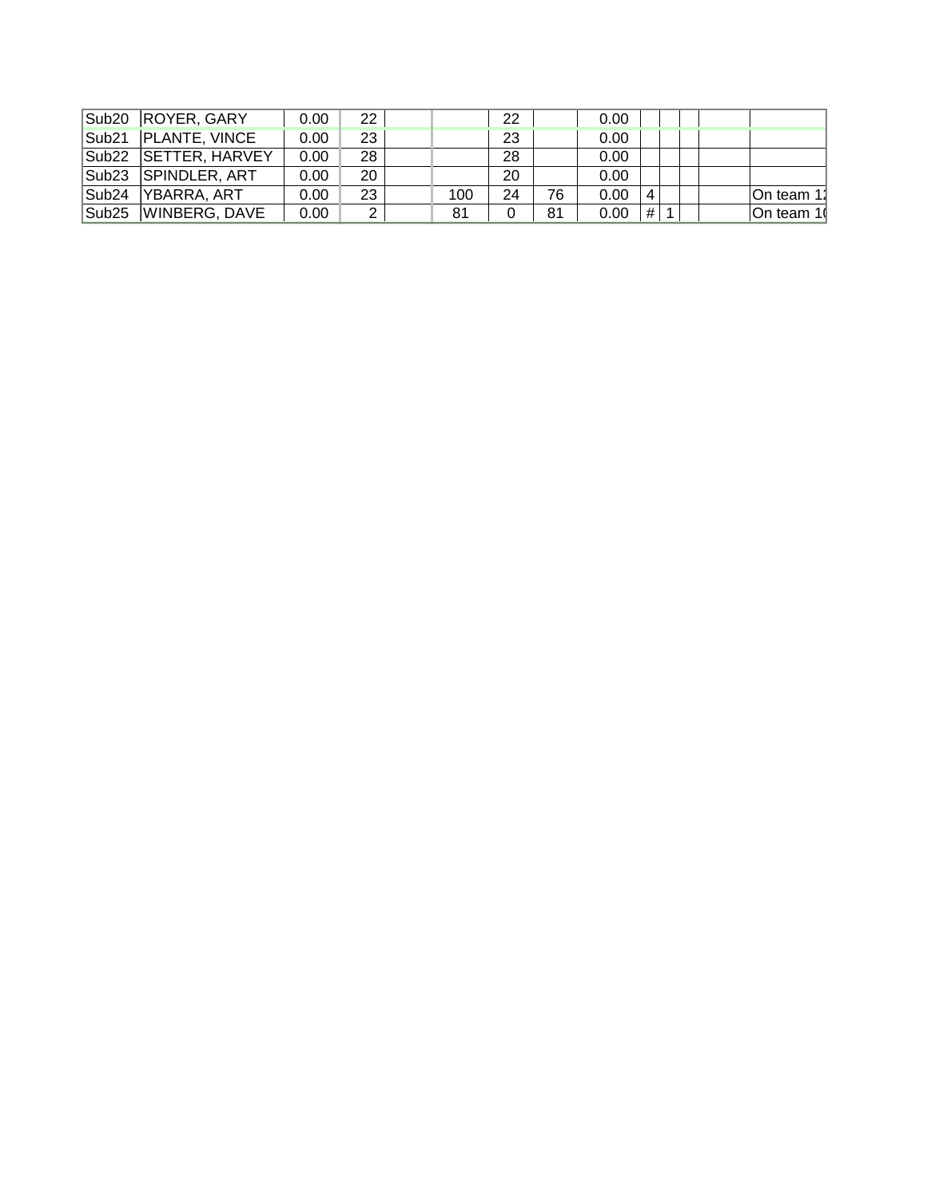| | | | | | | | | | | | | | |
|---|---|---|---|---|---|---|---|---|---|---|---|---|---|
| Sub20 | ROYER, GARY | 0.00 | 22 | | | 22 | | 0.00 | | | | | |
| Sub21 | PLANTE, VINCE | 0.00 | 23 | | | 23 | | 0.00 | | | | | |
| Sub22 | SETTER, HARVEY | 0.00 | 28 | | | 28 | | 0.00 | | | | | |
| Sub23 | SPINDLER, ART | 0.00 | 20 | | | 20 | | 0.00 | | | | | |
| Sub24 | YBARRA, ART | 0.00 | 23 | | 100 | 24 | 76 | 0.00 | 4 | | | | On team 1 |
| Sub25 | WINBERG, DAVE | 0.00 | 2 | | 81 | 0 | 81 | 0.00 | # | 1 | | | On team 1 |